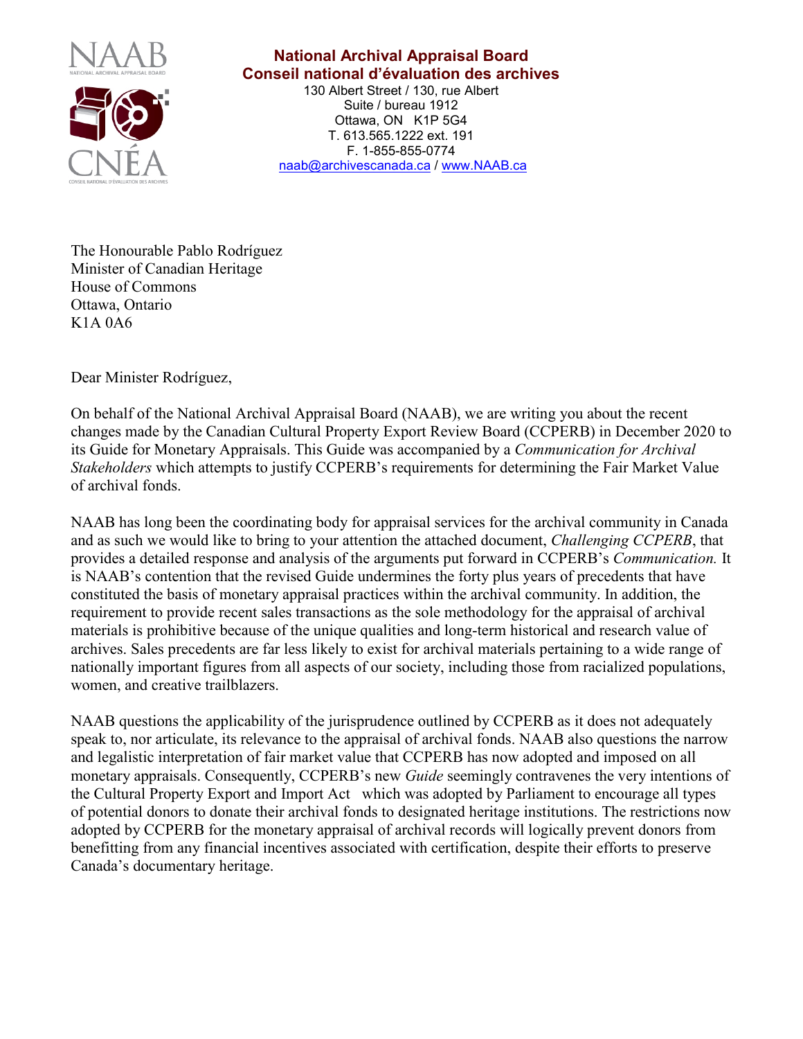**National Archival Appraisal Board**
**Conseil national d'évaluation des archives**
130 Albert Street / 130, rue Albert
Suite / bureau 1912
Ottawa, ON K1P 5G4
T. 613.565.1222 ext. 191
F. 1-855-855-0774
naab@archivescanada.ca / www.NAAB.ca

The Honourable Pablo Rodríguez
Minister of Canadian Heritage
House of Commons
Ottawa, Ontario
K1A 0A6

Dear Minister Rodríguez,

On behalf of the National Archival Appraisal Board (NAAB), we are writing you about the recent changes made by the Canadian Cultural Property Export Review Board (CCPERB) in December 2020 to its Guide for Monetary Appraisals. This Guide was accompanied by a *Communication for Archival Stakeholders* which attempts to justify CCPERB's requirements for determining the Fair Market Value of archival fonds.

NAAB has long been the coordinating body for appraisal services for the archival community in Canada and as such we would like to bring to your attention the attached document, *Challenging CCPERB*, that provides a detailed response and analysis of the arguments put forward in CCPERB's *Communication.* It is NAAB's contention that the revised Guide undermines the forty plus years of precedents that have constituted the basis of monetary appraisal practices within the archival community. In addition, the requirement to provide recent sales transactions as the sole methodology for the appraisal of archival materials is prohibitive because of the unique qualities and long-term historical and research value of archives. Sales precedents are far less likely to exist for archival materials pertaining to a wide range of nationally important figures from all aspects of our society, including those from racialized populations, women, and creative trailblazers.

NAAB questions the applicability of the jurisprudence outlined by CCPERB as it does not adequately speak to, nor articulate, its relevance to the appraisal of archival fonds. NAAB also questions the narrow and legalistic interpretation of fair market value that CCPERB has now adopted and imposed on all monetary appraisals. Consequently, CCPERB's new *Guide* seemingly contravenes the very intentions of the Cultural Property Export and Import Act which was adopted by Parliament to encourage all types of potential donors to donate their archival fonds to designated heritage institutions. The restrictions now adopted by CCPERB for the monetary appraisal of archival records will logically prevent donors from benefitting from any financial incentives associated with certification, despite their efforts to preserve Canada's documentary heritage.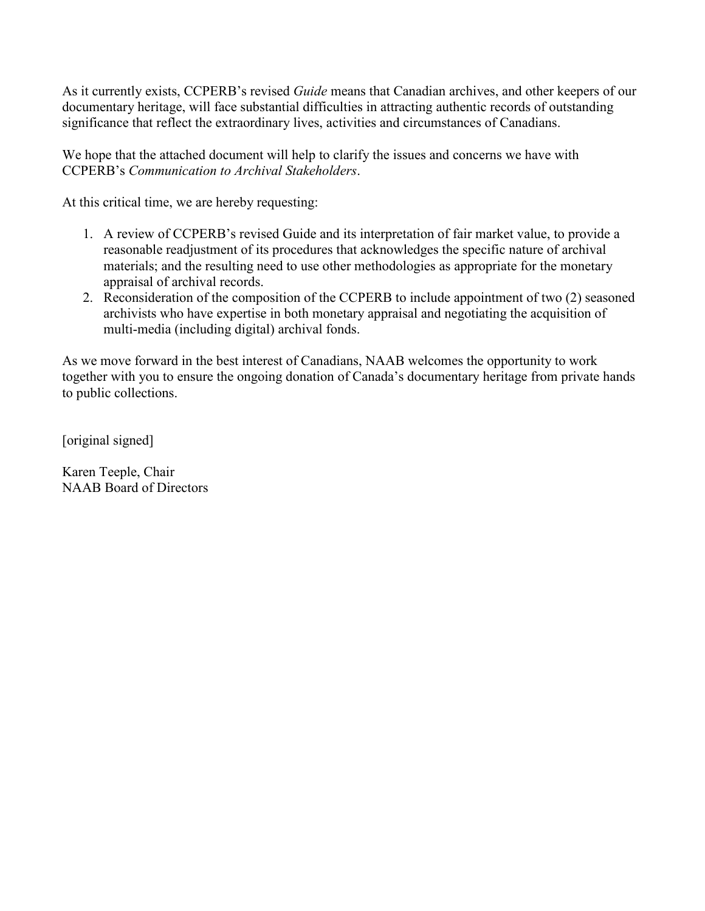As it currently exists, CCPERB's revised *Guide* means that Canadian archives, and other keepers of our documentary heritage, will face substantial difficulties in attracting authentic records of outstanding significance that reflect the extraordinary lives, activities and circumstances of Canadians.

We hope that the attached document will help to clarify the issues and concerns we have with CCPERB's *Communication to Archival Stakeholders*.

At this critical time, we are hereby requesting:

1. A review of CCPERB's revised Guide and its interpretation of fair market value, to provide a reasonable readjustment of its procedures that acknowledges the specific nature of archival materials; and the resulting need to use other methodologies as appropriate for the monetary appraisal of archival records.
2. Reconsideration of the composition of the CCPERB to include appointment of two (2) seasoned archivists who have expertise in both monetary appraisal and negotiating the acquisition of multi-media (including digital) archival fonds.

As we move forward in the best interest of Canadians, NAAB welcomes the opportunity to work together with you to ensure the ongoing donation of Canada's documentary heritage from private hands to public collections.

[original signed]

Karen Teeple, Chair
NAAB Board of Directors